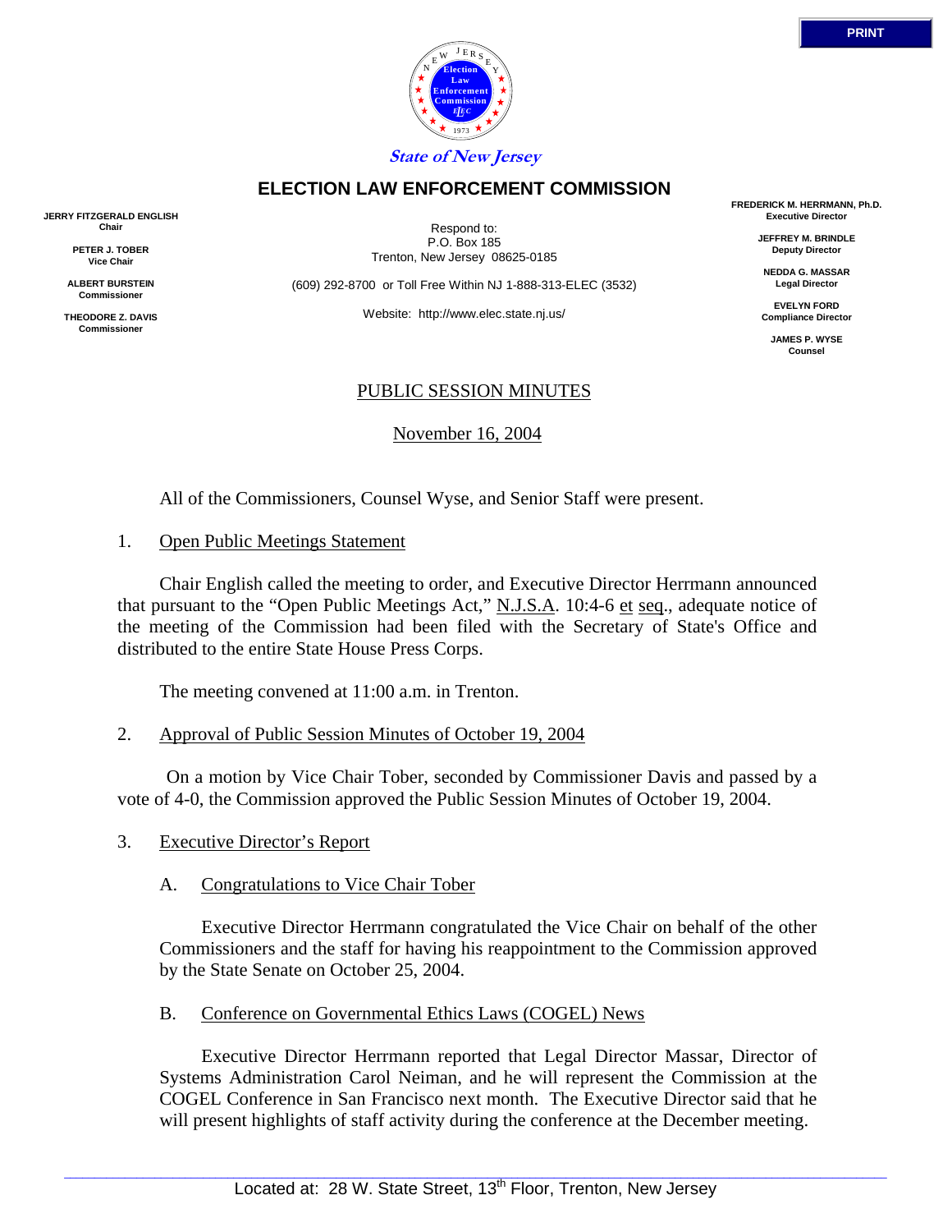**State of New Jersey**

# ELECTION LAW ENFORCEMENT COMMISSION

**JERRY FITZGERALD ENGLISH**
**Chair**

**PETER J. TOBER**
**Vice Chair**

**ALBERT BURSTEIN**
**Commissioner**

**THEODORE Z. DAVIS**
**Commissioner**

Respond to:
P.O. Box 185
Trenton, New Jersey 08625-0185

(609) 292-8700 or Toll Free Within NJ 1-888-313-ELEC (3532)

Website: http://www.elec.state.nj.us/

**FREDERICK M. HERRMANN, Ph.D.**
**Executive Director**

**JEFFREY M. BRINDLE**
**Deputy Director**

**NEDDA G. MASSAR**
**Legal Director**

**EVELYN FORD**
**Compliance Director**

**JAMES P. WYSE**
**Counsel**

## PUBLIC SESSION MINUTES

November 16, 2004

All of the Commissioners, Counsel Wyse, and Senior Staff were present.

1. Open Public Meetings Statement

Chair English called the meeting to order, and Executive Director Herrmann announced that pursuant to the "Open Public Meetings Act," N.J.S.A. 10:4-6 et seq., adequate notice of the meeting of the Commission had been filed with the Secretary of State's Office and distributed to the entire State House Press Corps.

The meeting convened at 11:00 a.m. in Trenton.

2. Approval of Public Session Minutes of October 19, 2004

On a motion by Vice Chair Tober, seconded by Commissioner Davis and passed by a vote of 4-0, the Commission approved the Public Session Minutes of October 19, 2004.

3. Executive Director's Report

A. Congratulations to Vice Chair Tober

Executive Director Herrmann congratulated the Vice Chair on behalf of the other Commissioners and the staff for having his reappointment to the Commission approved by the State Senate on October 25, 2004.

B. Conference on Governmental Ethics Laws (COGEL) News

Executive Director Herrmann reported that Legal Director Massar, Director of Systems Administration Carol Neiman, and he will represent the Commission at the COGEL Conference in San Francisco next month. The Executive Director said that he will present highlights of staff activity during the conference at the December meeting.

Located at: 28 W. State Street, 13th Floor, Trenton, New Jersey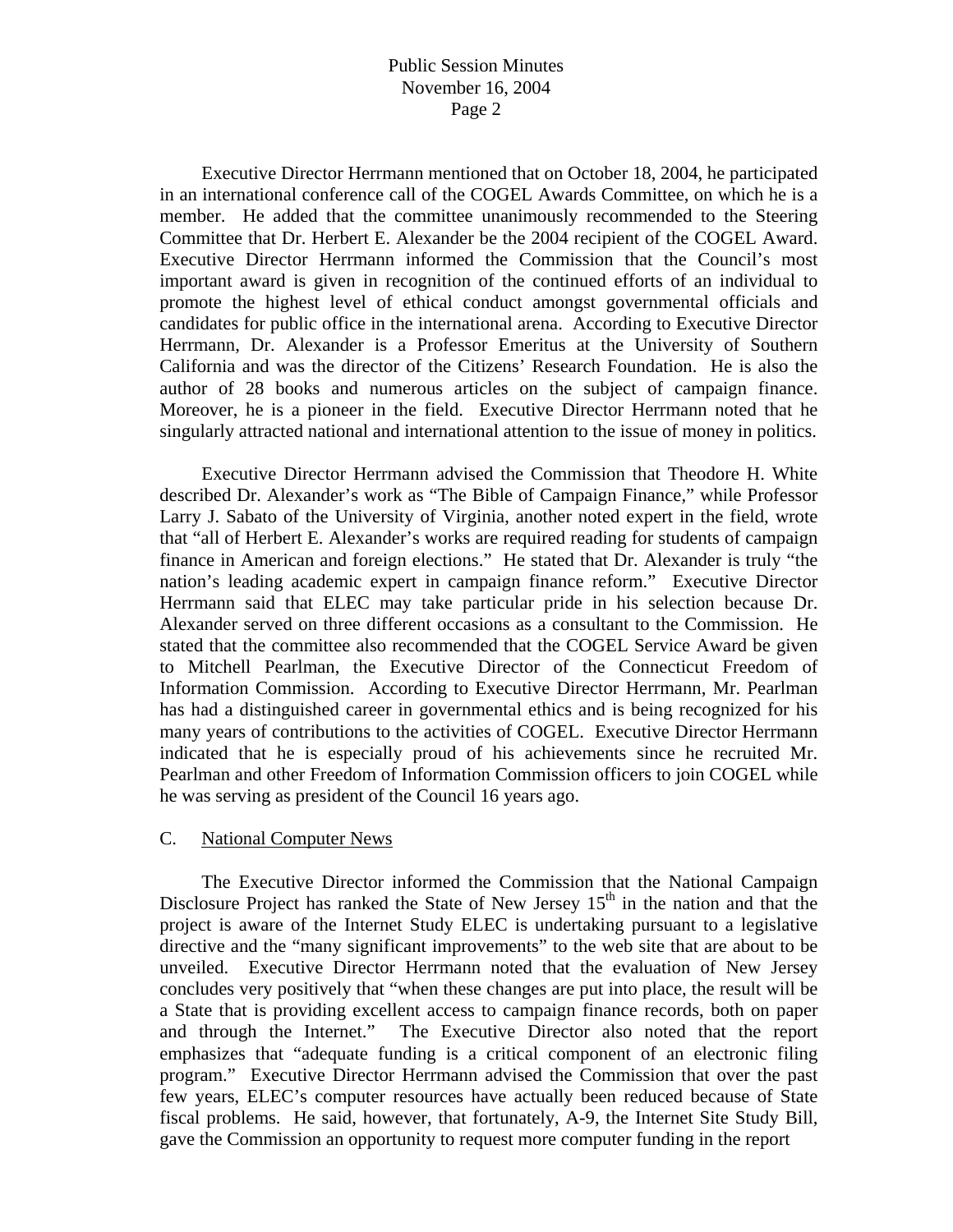Executive Director Herrmann mentioned that on October 18, 2004, he participated in an international conference call of the COGEL Awards Committee, on which he is a member. He added that the committee unanimously recommended to the Steering Committee that Dr. Herbert E. Alexander be the 2004 recipient of the COGEL Award. Executive Director Herrmann informed the Commission that the Council's most important award is given in recognition of the continued efforts of an individual to promote the highest level of ethical conduct amongst governmental officials and candidates for public office in the international arena. According to Executive Director Herrmann, Dr. Alexander is a Professor Emeritus at the University of Southern California and was the director of the Citizens' Research Foundation. He is also the author of 28 books and numerous articles on the subject of campaign finance. Moreover, he is a pioneer in the field. Executive Director Herrmann noted that he singularly attracted national and international attention to the issue of money in politics.

Executive Director Herrmann advised the Commission that Theodore H. White described Dr. Alexander's work as "The Bible of Campaign Finance," while Professor Larry J. Sabato of the University of Virginia, another noted expert in the field, wrote that "all of Herbert E. Alexander's works are required reading for students of campaign finance in American and foreign elections." He stated that Dr. Alexander is truly "the nation's leading academic expert in campaign finance reform." Executive Director Herrmann said that ELEC may take particular pride in his selection because Dr. Alexander served on three different occasions as a consultant to the Commission. He stated that the committee also recommended that the COGEL Service Award be given to Mitchell Pearlman, the Executive Director of the Connecticut Freedom of Information Commission. According to Executive Director Herrmann, Mr. Pearlman has had a distinguished career in governmental ethics and is being recognized for his many years of contributions to the activities of COGEL. Executive Director Herrmann indicated that he is especially proud of his achievements since he recruited Mr. Pearlman and other Freedom of Information Commission officers to join COGEL while he was serving as president of the Council 16 years ago.

C. National Computer News

The Executive Director informed the Commission that the National Campaign Disclosure Project has ranked the State of New Jersey 15th in the nation and that the project is aware of the Internet Study ELEC is undertaking pursuant to a legislative directive and the "many significant improvements" to the web site that are about to be unveiled. Executive Director Herrmann noted that the evaluation of New Jersey concludes very positively that "when these changes are put into place, the result will be a State that is providing excellent access to campaign finance records, both on paper and through the Internet." The Executive Director also noted that the report emphasizes that "adequate funding is a critical component of an electronic filing program." Executive Director Herrmann advised the Commission that over the past few years, ELEC's computer resources have actually been reduced because of State fiscal problems. He said, however, that fortunately, A-9, the Internet Site Study Bill, gave the Commission an opportunity to request more computer funding in the report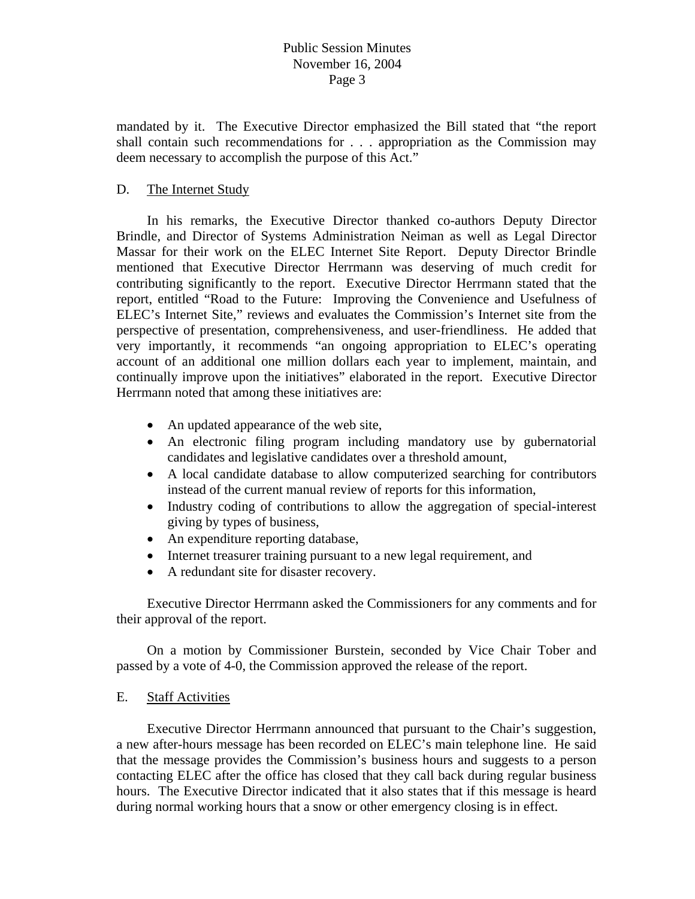mandated by it. The Executive Director emphasized the Bill stated that "the report shall contain such recommendations for . . . appropriation as the Commission may deem necessary to accomplish the purpose of this Act."

D. <u>The Internet Study</u>

In his remarks, the Executive Director thanked co-authors Deputy Director Brindle, and Director of Systems Administration Neiman as well as Legal Director Massar for their work on the ELEC Internet Site Report. Deputy Director Brindle mentioned that Executive Director Herrmann was deserving of much credit for contributing significantly to the report. Executive Director Herrmann stated that the report, entitled "Road to the Future: Improving the Convenience and Usefulness of ELEC's Internet Site," reviews and evaluates the Commission's Internet site from the perspective of presentation, comprehensiveness, and user-friendliness. He added that very importantly, it recommends "an ongoing appropriation to ELEC's operating account of an additional one million dollars each year to implement, maintain, and continually improve upon the initiatives" elaborated in the report. Executive Director Herrmann noted that among these initiatives are:

- An updated appearance of the web site,
- An electronic filing program including mandatory use by gubernatorial candidates and legislative candidates over a threshold amount,
- A local candidate database to allow computerized searching for contributors instead of the current manual review of reports for this information,
- Industry coding of contributions to allow the aggregation of special-interest giving by types of business,
- An expenditure reporting database,
- Internet treasurer training pursuant to a new legal requirement, and
- A redundant site for disaster recovery.

Executive Director Herrmann asked the Commissioners for any comments and for their approval of the report.

On a motion by Commissioner Burstein, seconded by Vice Chair Tober and passed by a vote of 4-0, the Commission approved the release of the report.

E. <u>Staff Activities</u>

Executive Director Herrmann announced that pursuant to the Chair's suggestion, a new after-hours message has been recorded on ELEC's main telephone line. He said that the message provides the Commission's business hours and suggests to a person contacting ELEC after the office has closed that they call back during regular business hours. The Executive Director indicated that it also states that if this message is heard during normal working hours that a snow or other emergency closing is in effect.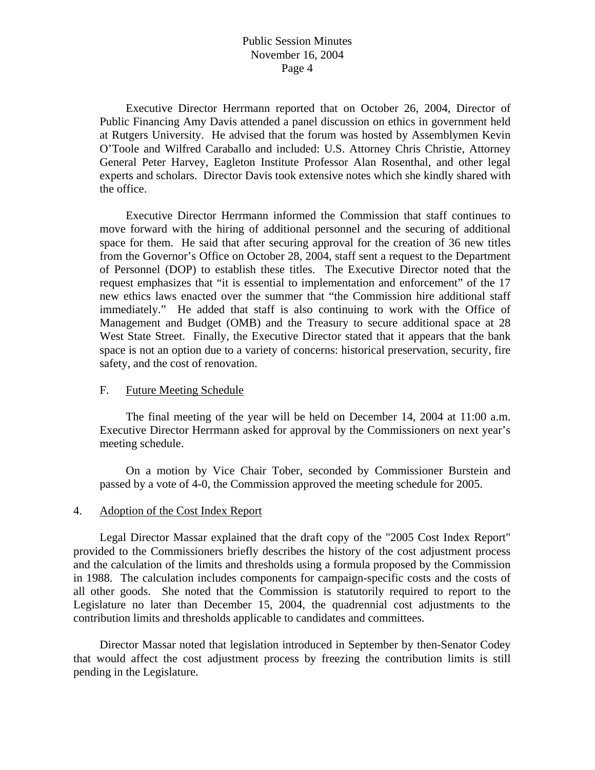Executive Director Herrmann reported that on October 26, 2004, Director of Public Financing Amy Davis attended a panel discussion on ethics in government held at Rutgers University. He advised that the forum was hosted by Assemblymen Kevin O'Toole and Wilfred Caraballo and included: U.S. Attorney Chris Christie, Attorney General Peter Harvey, Eagleton Institute Professor Alan Rosenthal, and other legal experts and scholars. Director Davis took extensive notes which she kindly shared with the office.

Executive Director Herrmann informed the Commission that staff continues to move forward with the hiring of additional personnel and the securing of additional space for them. He said that after securing approval for the creation of 36 new titles from the Governor's Office on October 28, 2004, staff sent a request to the Department of Personnel (DOP) to establish these titles. The Executive Director noted that the request emphasizes that "it is essential to implementation and enforcement" of the 17 new ethics laws enacted over the summer that "the Commission hire additional staff immediately." He added that staff is also continuing to work with the Office of Management and Budget (OMB) and the Treasury to secure additional space at 28 West State Street. Finally, the Executive Director stated that it appears that the bank space is not an option due to a variety of concerns: historical preservation, security, fire safety, and the cost of renovation.

F. Future Meeting Schedule

The final meeting of the year will be held on December 14, 2004 at 11:00 a.m. Executive Director Herrmann asked for approval by the Commissioners on next year's meeting schedule.

On a motion by Vice Chair Tober, seconded by Commissioner Burstein and passed by a vote of 4-0, the Commission approved the meeting schedule for 2005.

4. Adoption of the Cost Index Report

Legal Director Massar explained that the draft copy of the "2005 Cost Index Report" provided to the Commissioners briefly describes the history of the cost adjustment process and the calculation of the limits and thresholds using a formula proposed by the Commission in 1988. The calculation includes components for campaign-specific costs and the costs of all other goods. She noted that the Commission is statutorily required to report to the Legislature no later than December 15, 2004, the quadrennial cost adjustments to the contribution limits and thresholds applicable to candidates and committees.

Director Massar noted that legislation introduced in September by then-Senator Codey that would affect the cost adjustment process by freezing the contribution limits is still pending in the Legislature.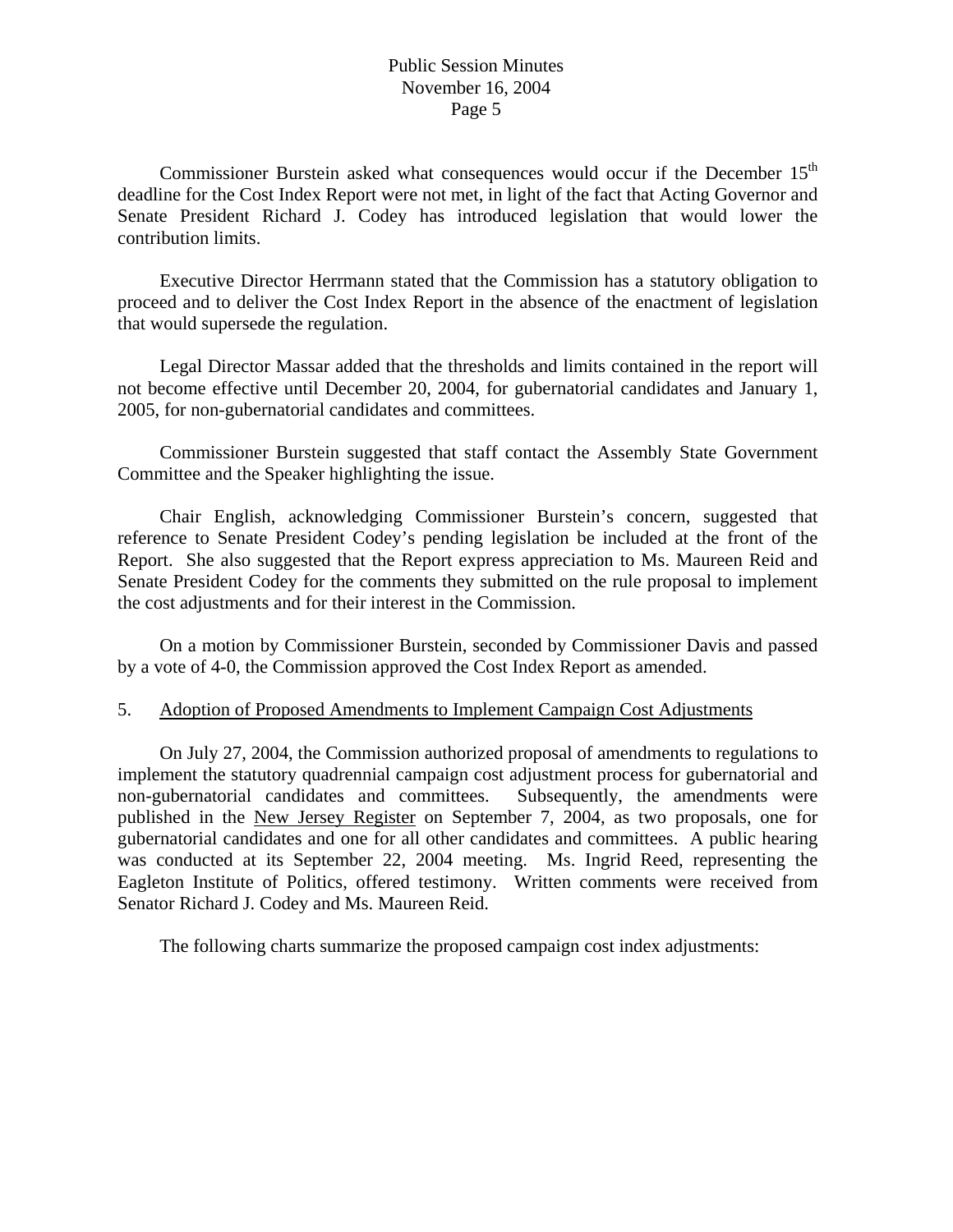Commissioner Burstein asked what consequences would occur if the December 15th deadline for the Cost Index Report were not met, in light of the fact that Acting Governor and Senate President Richard J. Codey has introduced legislation that would lower the contribution limits.

Executive Director Herrmann stated that the Commission has a statutory obligation to proceed and to deliver the Cost Index Report in the absence of the enactment of legislation that would supersede the regulation.

Legal Director Massar added that the thresholds and limits contained in the report will not become effective until December 20, 2004, for gubernatorial candidates and January 1, 2005, for non-gubernatorial candidates and committees.

Commissioner Burstein suggested that staff contact the Assembly State Government Committee and the Speaker highlighting the issue.

Chair English, acknowledging Commissioner Burstein's concern, suggested that reference to Senate President Codey's pending legislation be included at the front of the Report. She also suggested that the Report express appreciation to Ms. Maureen Reid and Senate President Codey for the comments they submitted on the rule proposal to implement the cost adjustments and for their interest in the Commission.

On a motion by Commissioner Burstein, seconded by Commissioner Davis and passed by a vote of 4-0, the Commission approved the Cost Index Report as amended.

5. <u>Adoption of Proposed Amendments to Implement Campaign Cost Adjustments</u>

On July 27, 2004, the Commission authorized proposal of amendments to regulations to implement the statutory quadrennial campaign cost adjustment process for gubernatorial and non-gubernatorial candidates and committees. Subsequently, the amendments were published in the <u>New Jersey Register</u> on September 7, 2004, as two proposals, one for gubernatorial candidates and one for all other candidates and committees. A public hearing was conducted at its September 22, 2004 meeting. Ms. Ingrid Reed, representing the Eagleton Institute of Politics, offered testimony. Written comments were received from Senator Richard J. Codey and Ms. Maureen Reid.

The following charts summarize the proposed campaign cost index adjustments: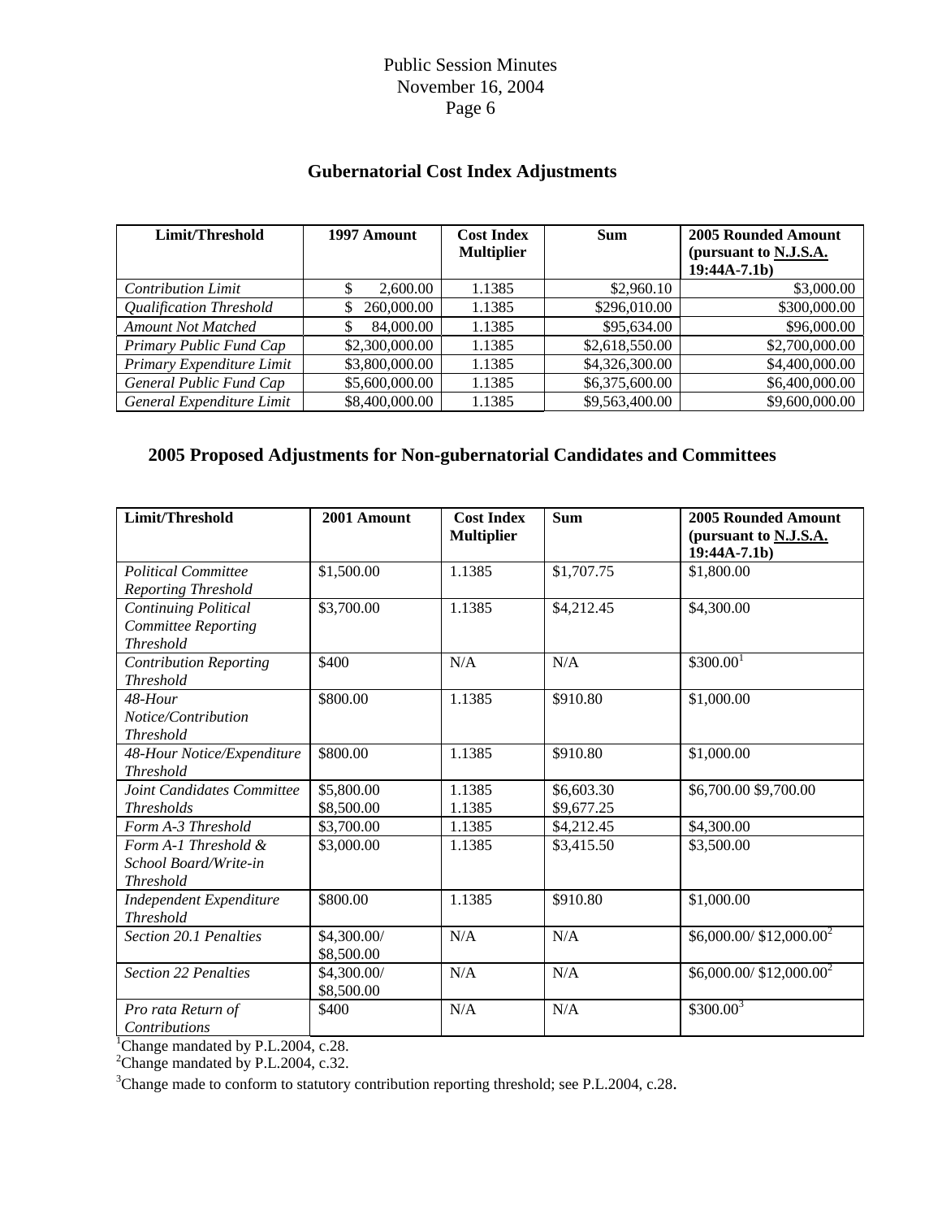## Gubernatorial Cost Index Adjustments

| Limit/Threshold | 1997 Amount | Cost Index Multiplier | Sum | 2005 Rounded Amount (pursuant to N.J.S.A. 19:44A-7.1b) |
|---|---|---|---|---|
| *Contribution Limit* | $ 2,600.00 | 1.1385 | $2,960.10 | $3,000.00 |
| *Qualification Threshold* | $ 260,000.00 | 1.1385 | $296,010.00 | $300,000.00 |
| *Amount Not Matched* | $ 84,000.00 | 1.1385 | $95,634.00 | $96,000.00 |
| *Primary Public Fund Cap* | $2,300,000.00 | 1.1385 | $2,618,550.00 | $2,700,000.00 |
| *Primary Expenditure Limit* | $3,800,000.00 | 1.1385 | $4,326,300.00 | $4,400,000.00 |
| *General Public Fund Cap* | $5,600,000.00 | 1.1385 | $6,375,600.00 | $6,400,000.00 |
| *General Expenditure Limit* | $8,400,000.00 | 1.1385 | $9,563,400.00 | $9,600,000.00 |

## 2005 Proposed Adjustments for Non-gubernatorial Candidates and Committees

| Limit/Threshold | 2001 Amount | Cost Index Multiplier | Sum | 2005 Rounded Amount (pursuant to N.J.S.A. 19:44A-7.1b) |
|---|---|---|---|---|
| *Political Committee Reporting Threshold* | $1,500.00 | 1.1385 | $1,707.75 | $1,800.00 |
| *Continuing Political Committee Reporting Threshold* | $3,700.00 | 1.1385 | $4,212.45 | $4,300.00 |
| *Contribution Reporting Threshold* | $400 | N/A | N/A | $300.00[1] |
| *48-Hour Notice/Contribution Threshold* | $800.00 | 1.1385 | $910.80 | $1,000.00 |
| *48-Hour Notice/Expenditure Threshold* | $800.00 | 1.1385 | $910.80 | $1,000.00 |
| *Joint Candidates Committee Thresholds* | $5,800.00 $8,500.00 | 1.1385 1.1385 | $6,603.30 $9,677.25 | $6,700.00 $9,700.00 |
| *Form A-3 Threshold* | $3,700.00 | 1.1385 | $4,212.45 | $4,300.00 |
| *Form A-1 Threshold & School Board/Write-in Threshold* | $3,000.00 | 1.1385 | $3,415.50 | $3,500.00 |
| *Independent Expenditure Threshold* | $800.00 | 1.1385 | $910.80 | $1,000.00 |
| *Section 20.1 Penalties* | $4,300.00/ $8,500.00 | N/A | N/A | $6,000.00/ $12,000.00[2] |
| *Section 22 Penalties* | $4,300.00/ $8,500.00 | N/A | N/A | $6,000.00/ $12,000.00[2] |
| *Pro rata Return of Contributions* | $400 | N/A | N/A | $300.00[3] |

[1]Change mandated by P.L.2004, c.28.

[2]Change mandated by P.L.2004, c.32.

[3]Change made to conform to statutory contribution reporting threshold; see P.L.2004, c.28.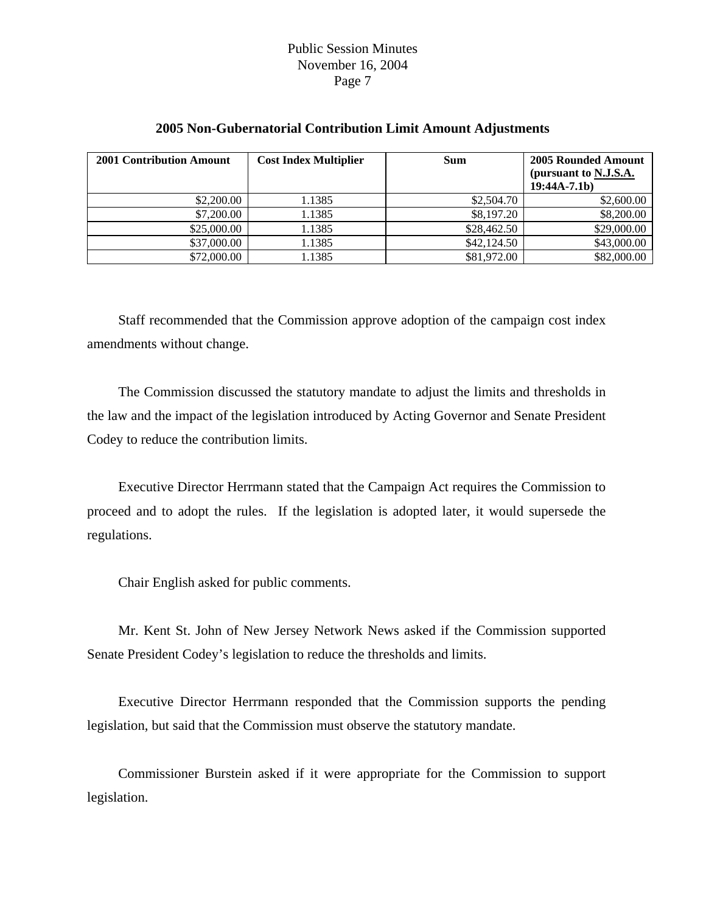**2005 Non-Gubernatorial Contribution Limit Amount Adjustments**

| 2001 Contribution Amount | Cost Index Multiplier | Sum | 2005 Rounded Amount (pursuant to N.J.S.A. 19:44A-7.1b) |
|---|---|---|---|
| $2,200.00 | 1.1385 | $2,504.70 | $2,600.00 |
| $7,200.00 | 1.1385 | $8,197.20 | $8,200.00 |
| $25,000.00 | 1.1385 | $28,462.50 | $29,000.00 |
| $37,000.00 | 1.1385 | $42,124.50 | $43,000.00 |
| $72,000.00 | 1.1385 | $81,972.00 | $82,000.00 |

Staff recommended that the Commission approve adoption of the campaign cost index amendments without change.

The Commission discussed the statutory mandate to adjust the limits and thresholds in the law and the impact of the legislation introduced by Acting Governor and Senate President Codey to reduce the contribution limits.

Executive Director Herrmann stated that the Campaign Act requires the Commission to proceed and to adopt the rules. If the legislation is adopted later, it would supersede the regulations.

Chair English asked for public comments.

Mr. Kent St. John of New Jersey Network News asked if the Commission supported Senate President Codey's legislation to reduce the thresholds and limits.

Executive Director Herrmann responded that the Commission supports the pending legislation, but said that the Commission must observe the statutory mandate.

Commissioner Burstein asked if it were appropriate for the Commission to support legislation.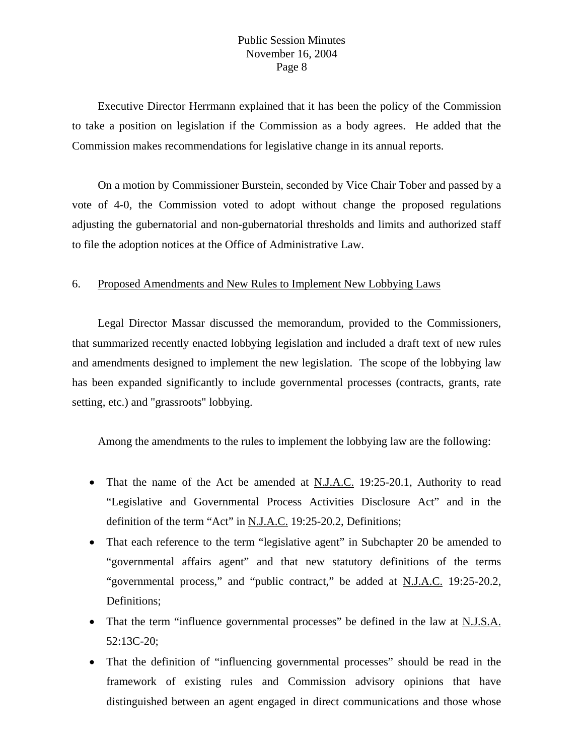Executive Director Herrmann explained that it has been the policy of the Commission to take a position on legislation if the Commission as a body agrees. He added that the Commission makes recommendations for legislative change in its annual reports.

On a motion by Commissioner Burstein, seconded by Vice Chair Tober and passed by a vote of 4-0, the Commission voted to adopt without change the proposed regulations adjusting the gubernatorial and non-gubernatorial thresholds and limits and authorized staff to file the adoption notices at the Office of Administrative Law.

6. Proposed Amendments and New Rules to Implement New Lobbying Laws

Legal Director Massar discussed the memorandum, provided to the Commissioners, that summarized recently enacted lobbying legislation and included a draft text of new rules and amendments designed to implement the new legislation. The scope of the lobbying law has been expanded significantly to include governmental processes (contracts, grants, rate setting, etc.) and "grassroots" lobbying.

Among the amendments to the rules to implement the lobbying law are the following:

- That the name of the Act be amended at N.J.A.C. 19:25-20.1, Authority to read "Legislative and Governmental Process Activities Disclosure Act" and in the definition of the term "Act" in N.J.A.C. 19:25-20.2, Definitions;
- That each reference to the term "legislative agent" in Subchapter 20 be amended to "governmental affairs agent" and that new statutory definitions of the terms "governmental process," and "public contract," be added at N.J.A.C. 19:25-20.2, Definitions;
- That the term "influence governmental processes" be defined in the law at N.J.S.A. 52:13C-20;
- That the definition of "influencing governmental processes" should be read in the framework of existing rules and Commission advisory opinions that have distinguished between an agent engaged in direct communications and those whose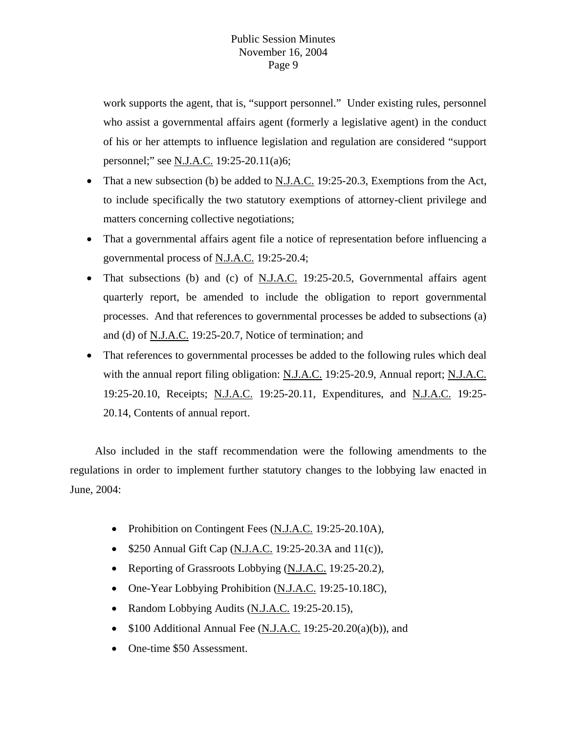work supports the agent, that is, "support personnel." Under existing rules, personnel who assist a governmental affairs agent (formerly a legislative agent) in the conduct of his or her attempts to influence legislation and regulation are considered "support personnel;" see N.J.A.C. 19:25-20.11(a)6;

- That a new subsection (b) be added to N.J.A.C. 19:25-20.3, Exemptions from the Act, to include specifically the two statutory exemptions of attorney-client privilege and matters concerning collective negotiations;
- That a governmental affairs agent file a notice of representation before influencing a governmental process of N.J.A.C. 19:25-20.4;
- That subsections (b) and (c) of N.J.A.C. 19:25-20.5, Governmental affairs agent quarterly report, be amended to include the obligation to report governmental processes. And that references to governmental processes be added to subsections (a) and (d) of N.J.A.C. 19:25-20.7, Notice of termination; and
- That references to governmental processes be added to the following rules which deal with the annual report filing obligation: N.J.A.C. 19:25-20.9, Annual report; N.J.A.C. 19:25-20.10, Receipts; N.J.A.C. 19:25-20.11, Expenditures, and N.J.A.C. 19:25-20.14, Contents of annual report.

Also included in the staff recommendation were the following amendments to the regulations in order to implement further statutory changes to the lobbying law enacted in June, 2004:

- Prohibition on Contingent Fees (N.J.A.C. 19:25-20.10A),
- $250 Annual Gift Cap (N.J.A.C. 19:25-20.3A and 11(c)),
- Reporting of Grassroots Lobbying (N.J.A.C. 19:25-20.2),
- One-Year Lobbying Prohibition (N.J.A.C. 19:25-10.18C),
- Random Lobbying Audits (N.J.A.C. 19:25-20.15),
- $100 Additional Annual Fee (N.J.A.C. 19:25-20.20(a)(b)), and
- One-time $50 Assessment.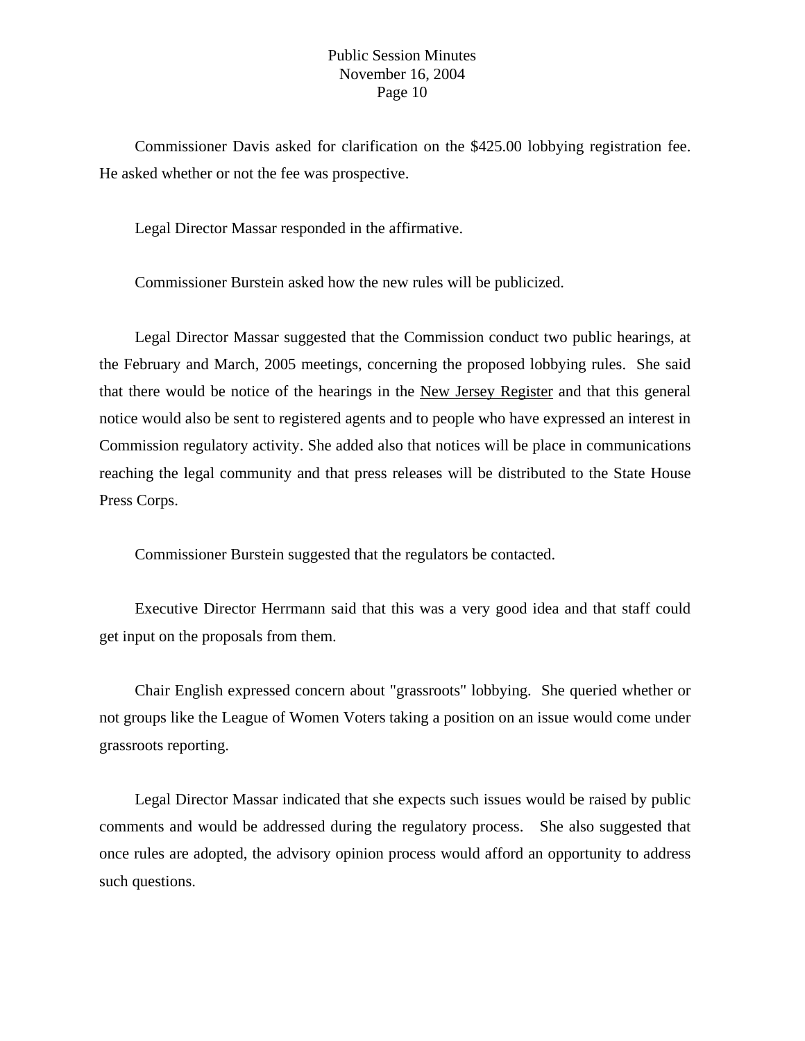Commissioner Davis asked for clarification on the $425.00 lobbying registration fee. He asked whether or not the fee was prospective.

Legal Director Massar responded in the affirmative.

Commissioner Burstein asked how the new rules will be publicized.

Legal Director Massar suggested that the Commission conduct two public hearings, at the February and March, 2005 meetings, concerning the proposed lobbying rules. She said that there would be notice of the hearings in the New Jersey Register and that this general notice would also be sent to registered agents and to people who have expressed an interest in Commission regulatory activity. She added also that notices will be place in communications reaching the legal community and that press releases will be distributed to the State House Press Corps.

Commissioner Burstein suggested that the regulators be contacted.

Executive Director Herrmann said that this was a very good idea and that staff could get input on the proposals from them.

Chair English expressed concern about "grassroots" lobbying. She queried whether or not groups like the League of Women Voters taking a position on an issue would come under grassroots reporting.

Legal Director Massar indicated that she expects such issues would be raised by public comments and would be addressed during the regulatory process. She also suggested that once rules are adopted, the advisory opinion process would afford an opportunity to address such questions.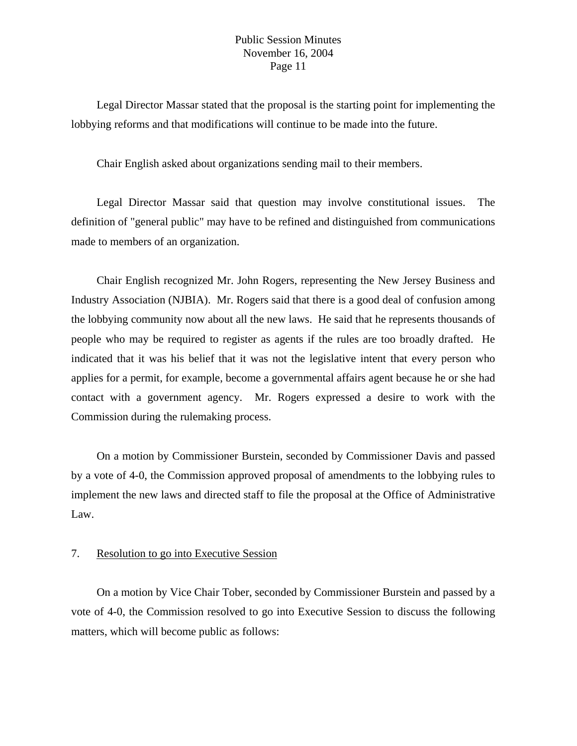Legal Director Massar stated that the proposal is the starting point for implementing the lobbying reforms and that modifications will continue to be made into the future.

Chair English asked about organizations sending mail to their members.

Legal Director Massar said that question may involve constitutional issues. The definition of "general public" may have to be refined and distinguished from communications made to members of an organization.

Chair English recognized Mr. John Rogers, representing the New Jersey Business and Industry Association (NJBIA). Mr. Rogers said that there is a good deal of confusion among the lobbying community now about all the new laws. He said that he represents thousands of people who may be required to register as agents if the rules are too broadly drafted. He indicated that it was his belief that it was not the legislative intent that every person who applies for a permit, for example, become a governmental affairs agent because he or she had contact with a government agency. Mr. Rogers expressed a desire to work with the Commission during the rulemaking process.

On a motion by Commissioner Burstein, seconded by Commissioner Davis and passed by a vote of 4-0, the Commission approved proposal of amendments to the lobbying rules to implement the new laws and directed staff to file the proposal at the Office of Administrative Law.

7. Resolution to go into Executive Session

On a motion by Vice Chair Tober, seconded by Commissioner Burstein and passed by a vote of 4-0, the Commission resolved to go into Executive Session to discuss the following matters, which will become public as follows: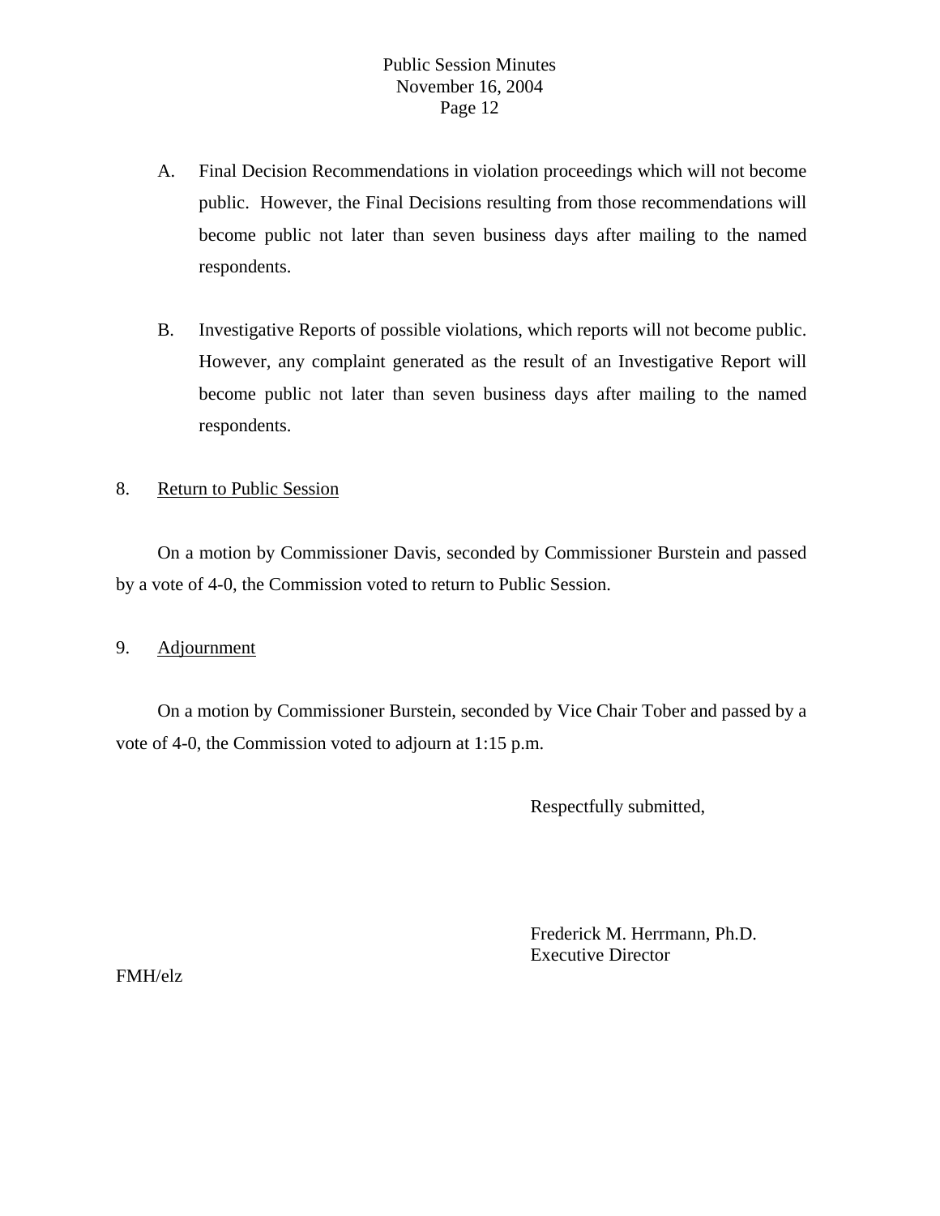A. Final Decision Recommendations in violation proceedings which will not become public. However, the Final Decisions resulting from those recommendations will become public not later than seven business days after mailing to the named respondents.

B. Investigative Reports of possible violations, which reports will not become public. However, any complaint generated as the result of an Investigative Report will become public not later than seven business days after mailing to the named respondents.

8. Return to Public Session

On a motion by Commissioner Davis, seconded by Commissioner Burstein and passed by a vote of 4-0, the Commission voted to return to Public Session.

9. Adjournment

On a motion by Commissioner Burstein, seconded by Vice Chair Tober and passed by a vote of 4-0, the Commission voted to adjourn at 1:15 p.m.

Respectfully submitted,

Frederick M. Herrmann, Ph.D.
Executive Director

FMH/elz